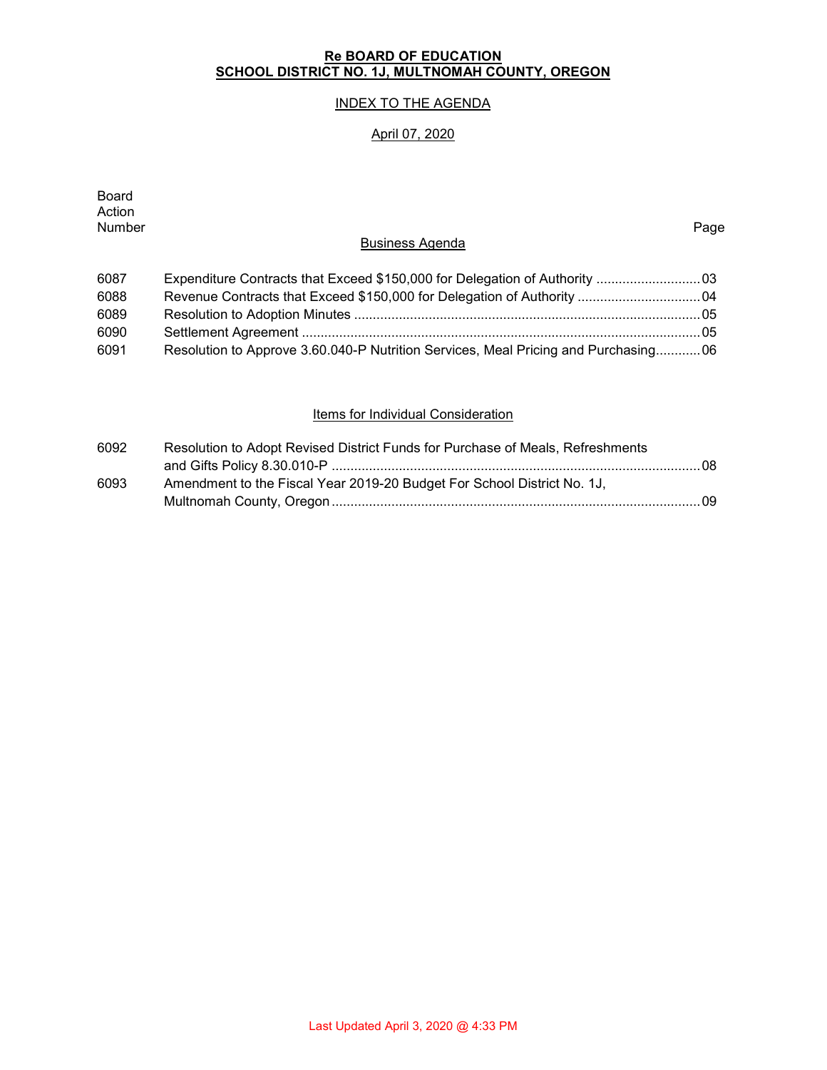**Re BOARD OF EDUCATION**
**SCHOOL DISTRICT NO. 1J, MULTNOMAH COUNTY, OREGON**

INDEX TO THE AGENDA

April 07, 2020

## Business Agenda

| Board Action Number | | Page |
|---|---|---|
| 6087 | Expenditure Contracts that Exceed $150,000 for Delegation of Authority | 03 |
| 6088 | Revenue Contracts that Exceed $150,000 for Delegation of Authority | 04 |
| 6089 | Resolution to Adoption Minutes | 05 |
| 6090 | Settlement Agreement | 05 |
| 6091 | Resolution to Approve 3.60.040-P Nutrition Services, Meal Pricing and Purchasing | 06 |

## Items for Individual Consideration

| Board Action Number | | Page |
|---|---|---|
| 6092 | Resolution to Adopt Revised District Funds for Purchase of Meals, Refreshments and Gifts Policy 8.30.010-P | 08 |
| 6093 | Amendment to the Fiscal Year 2019-20 Budget For School District No. 1J, Multnomah County, Oregon | 09 |

Last Updated April 3, 2020 @ 4:33 PM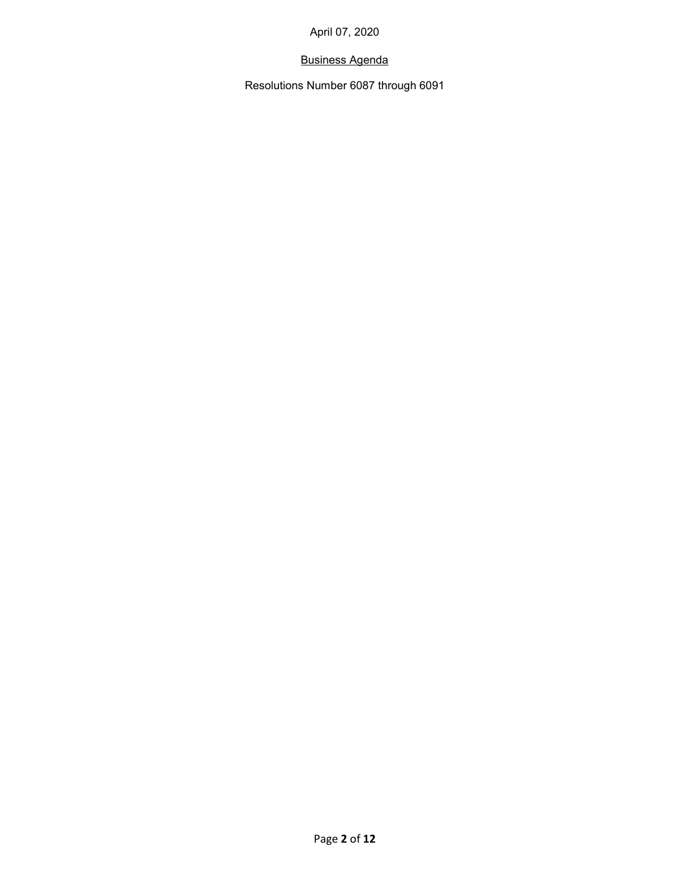April 07, 2020

<u>Business Agenda</u>

Resolutions Number 6087 through 6091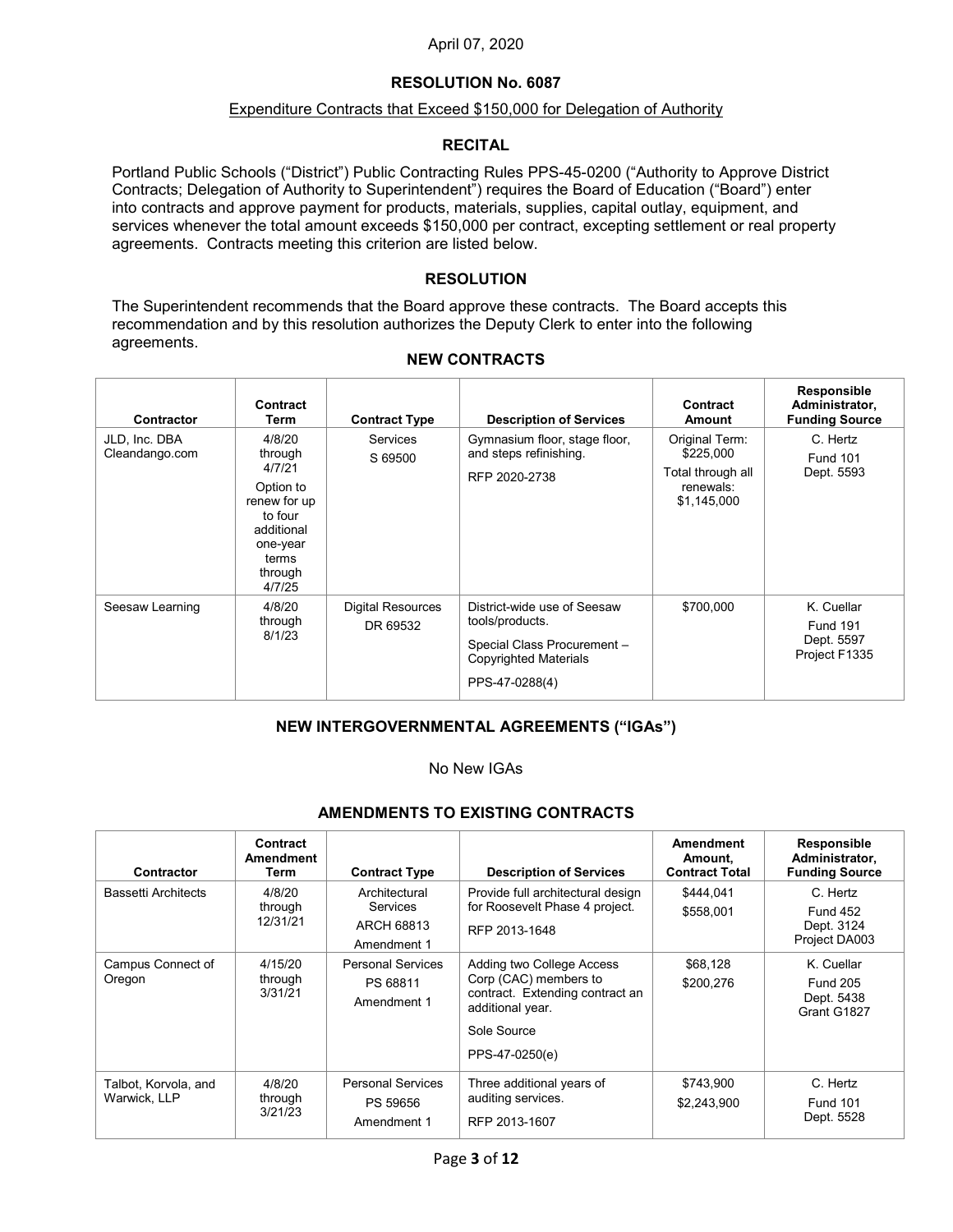April 07, 2020

# RESOLUTION No. 6087

Expenditure Contracts that Exceed $150,000 for Delegation of Authority

## RECITAL

Portland Public Schools ("District") Public Contracting Rules PPS-45-0200 ("Authority to Approve District Contracts; Delegation of Authority to Superintendent") requires the Board of Education ("Board") enter into contracts and approve payment for products, materials, supplies, capital outlay, equipment, and services whenever the total amount exceeds $150,000 per contract, excepting settlement or real property agreements. Contracts meeting this criterion are listed below.

## RESOLUTION

The Superintendent recommends that the Board approve these contracts. The Board accepts this recommendation and by this resolution authorizes the Deputy Clerk to enter into the following agreements.

### NEW CONTRACTS

| Contractor | Contract Term | Contract Type | Description of Services | Contract Amount | Responsible Administrator, Funding Source |
|---|---|---|---|---|---|
| JLD, Inc. DBA Cleandango.com | 4/8/20 through 4/7/21<br><br>Option to renew for up to four additional one-year terms through 4/7/25 | Services<br>S 69500 | Gymnasium floor, stage floor, and steps refinishing.<br><br>RFP 2020-2738 | Original Term: $225,000<br><br>Total through all renewals: $1,145,000 | C. Hertz<br>Fund 101<br>Dept. 5593 |
| Seesaw Learning | 4/8/20 through 8/1/23 | Digital Resources<br>DR 69532 | District-wide use of Seesaw tools/products.<br><br>Special Class Procurement – Copyrighted Materials<br><br>PPS-47-0288(4) | $700,000 | K. Cuellar<br>Fund 191<br>Dept. 5597<br>Project F1335 |

### NEW INTERGOVERNMENTAL AGREEMENTS ("IGAs")

No New IGAs

### AMENDMENTS TO EXISTING CONTRACTS

| Contractor | Contract Amendment Term | Contract Type | Description of Services | Amendment Amount, Contract Total | Responsible Administrator, Funding Source |
|---|---|---|---|---|---|
| Bassetti Architects | 4/8/20 through 12/31/21 | Architectural Services<br>ARCH 68813<br>Amendment 1 | Provide full architectural design for Roosevelt Phase 4 project.<br><br>RFP 2013-1648 | $444,041<br>$558,001 | C. Hertz<br>Fund 452<br>Dept. 3124<br>Project DA003 |
| Campus Connect of Oregon | 4/15/20 through 3/31/21 | Personal Services<br>PS 68811<br>Amendment 1 | Adding two College Access Corp (CAC) members to contract. Extending contract an additional year.<br><br>Sole Source<br><br>PPS-47-0250(e) | $68,128<br>$200,276 | K. Cuellar<br>Fund 205<br>Dept. 5438<br>Grant G1827 |
| Talbot, Korvola, and Warwick, LLP | 4/8/20 through 3/21/23 | Personal Services<br>PS 59656<br>Amendment 1 | Three additional years of auditing services.<br><br>RFP 2013-1607 | $743,900<br>$2,243,900 | C. Hertz<br>Fund 101<br>Dept. 5528 |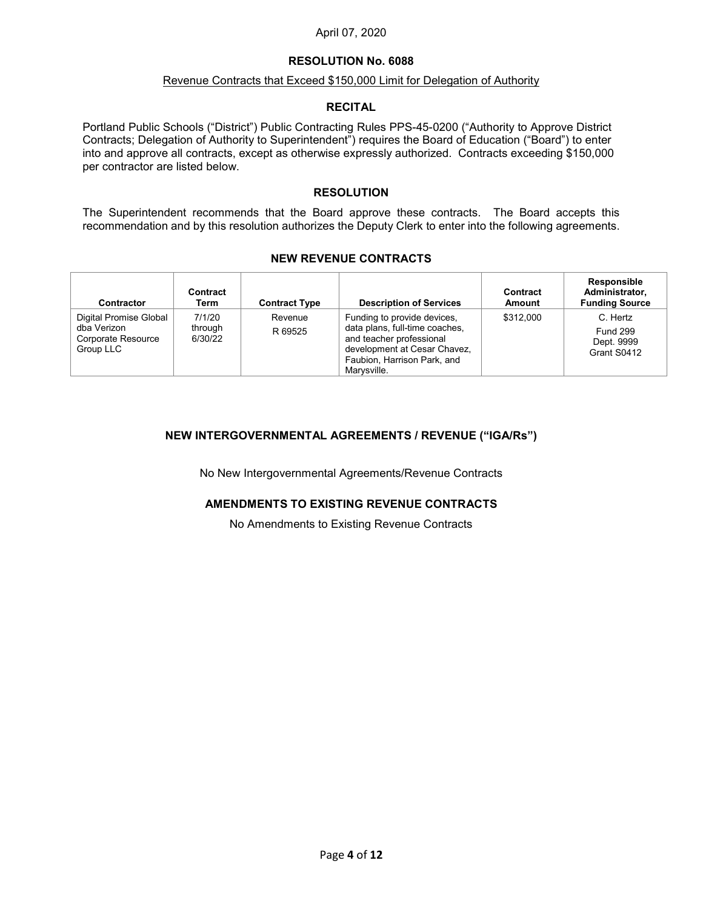April 07, 2020

## RESOLUTION No. 6088

Revenue Contracts that Exceed $150,000 Limit for Delegation of Authority

### RECITAL

Portland Public Schools ("District") Public Contracting Rules PPS-45-0200 ("Authority to Approve District Contracts; Delegation of Authority to Superintendent") requires the Board of Education ("Board") to enter into and approve all contracts, except as otherwise expressly authorized. Contracts exceeding $150,000 per contractor are listed below.

### RESOLUTION

The Superintendent recommends that the Board approve these contracts. The Board accepts this recommendation and by this resolution authorizes the Deputy Clerk to enter into the following agreements.

### NEW REVENUE CONTRACTS

| Contractor | Contract Term | Contract Type | Description of Services | Contract Amount | Responsible Administrator, Funding Source |
|---|---|---|---|---|---|
| Digital Promise Global dba Verizon Corporate Resource Group LLC | 7/1/20 through 6/30/22 | Revenue R 69525 | Funding to provide devices, data plans, full-time coaches, and teacher professional development at Cesar Chavez, Faubion, Harrison Park, and Marysville. | $312,000 | C. Hertz Fund 299 Dept. 9999 Grant S0412 |

### NEW INTERGOVERNMENTAL AGREEMENTS / REVENUE ("IGA/Rs")

No New Intergovernmental Agreements/Revenue Contracts

### AMENDMENTS TO EXISTING REVENUE CONTRACTS

No Amendments to Existing Revenue Contracts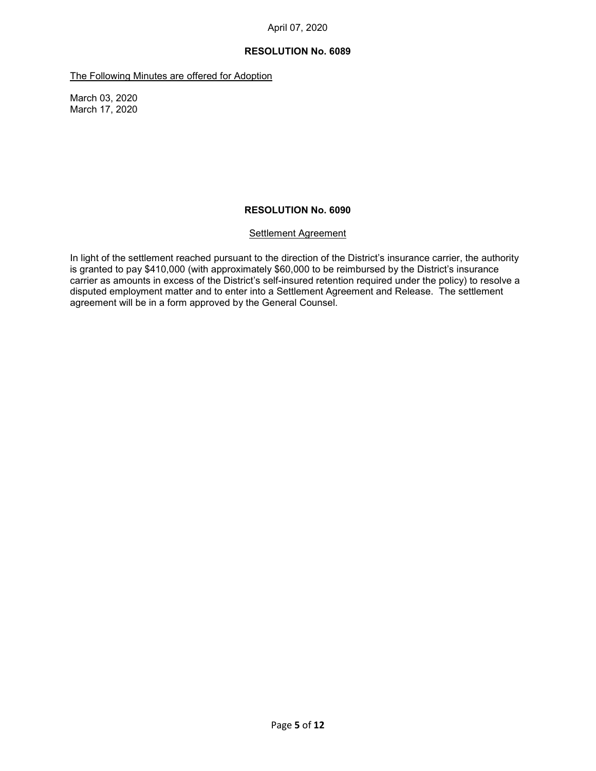April 07, 2020

**RESOLUTION No. 6089**

The Following Minutes are offered for Adoption

March 03, 2020
March 17, 2020

**RESOLUTION No. 6090**

Settlement Agreement

In light of the settlement reached pursuant to the direction of the District's insurance carrier, the authority is granted to pay $410,000 (with approximately $60,000 to be reimbursed by the District's insurance carrier as amounts in excess of the District's self-insured retention required under the policy) to resolve a disputed employment matter and to enter into a Settlement Agreement and Release. The settlement agreement will be in a form approved by the General Counsel.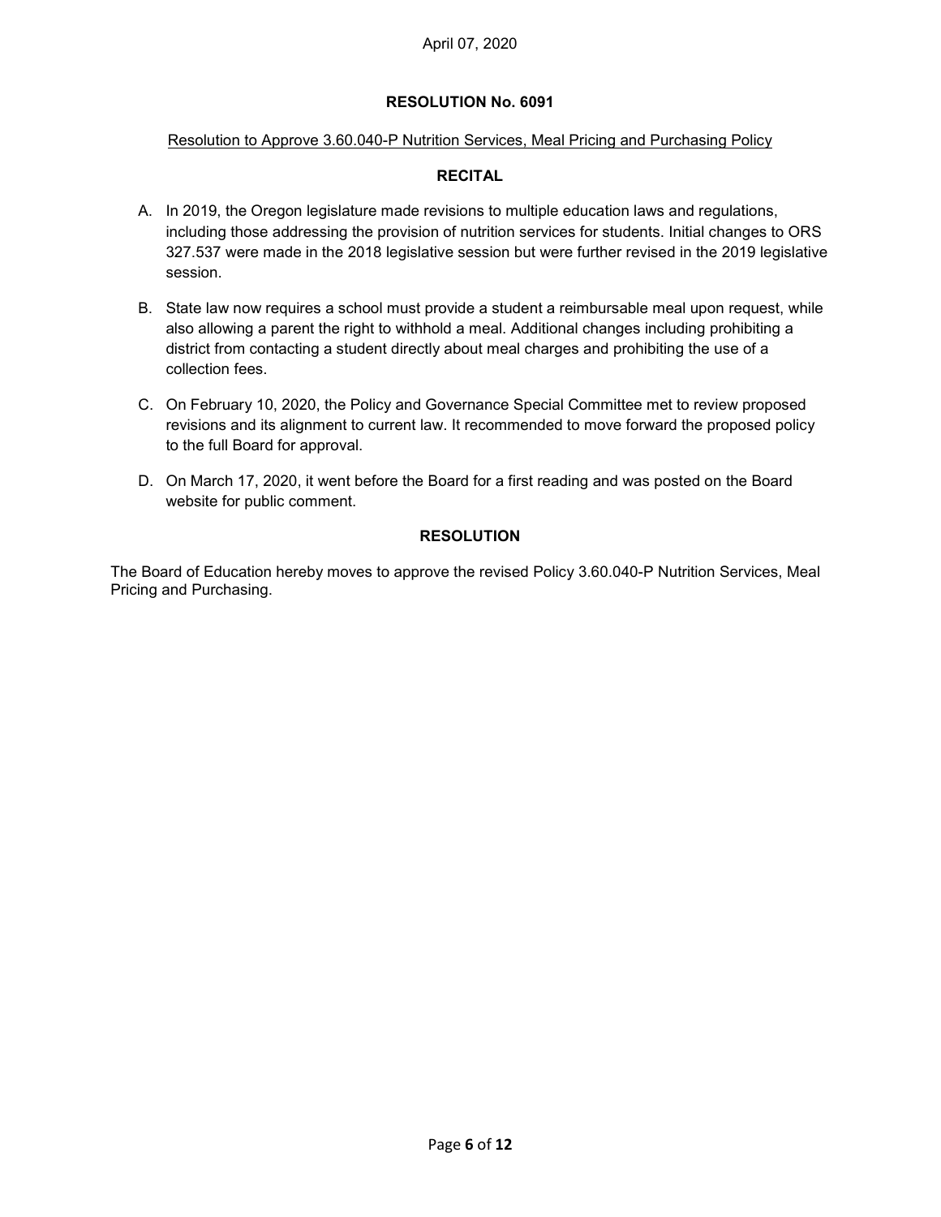April 07, 2020

## RESOLUTION No. 6091

Resolution to Approve 3.60.040-P Nutrition Services, Meal Pricing and Purchasing Policy

### RECITAL

A. In 2019, the Oregon legislature made revisions to multiple education laws and regulations, including those addressing the provision of nutrition services for students. Initial changes to ORS 327.537 were made in the 2018 legislative session but were further revised in the 2019 legislative session.

B. State law now requires a school must provide a student a reimbursable meal upon request, while also allowing a parent the right to withhold a meal. Additional changes including prohibiting a district from contacting a student directly about meal charges and prohibiting the use of a collection fees.

C. On February 10, 2020, the Policy and Governance Special Committee met to review proposed revisions and its alignment to current law. It recommended to move forward the proposed policy to the full Board for approval.

D. On March 17, 2020, it went before the Board for a first reading and was posted on the Board website for public comment.

### RESOLUTION

The Board of Education hereby moves to approve the revised Policy 3.60.040-P Nutrition Services, Meal Pricing and Purchasing.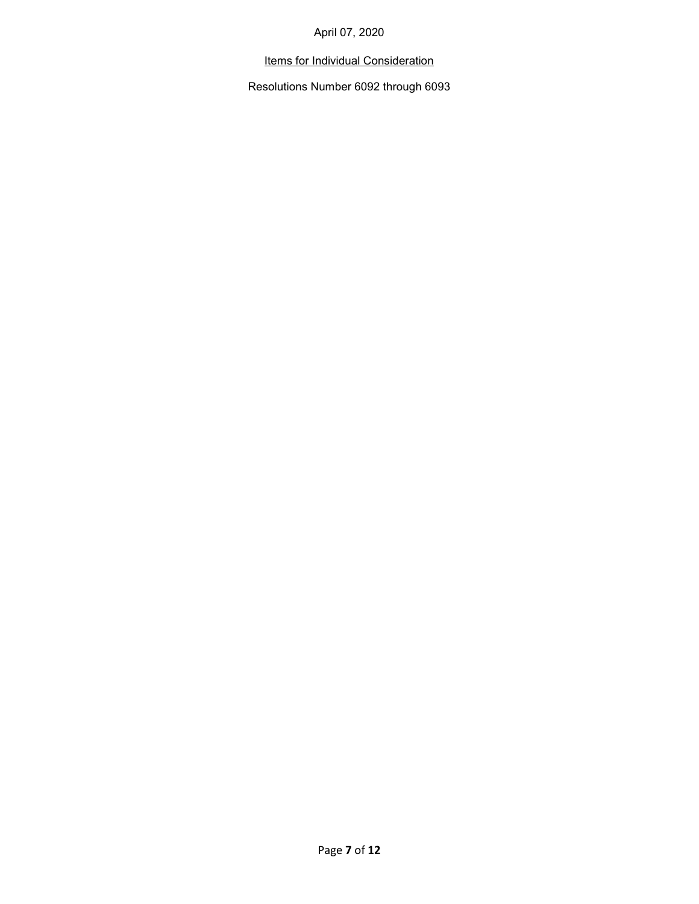April 07, 2020

Items for Individual Consideration

Resolutions Number 6092 through 6093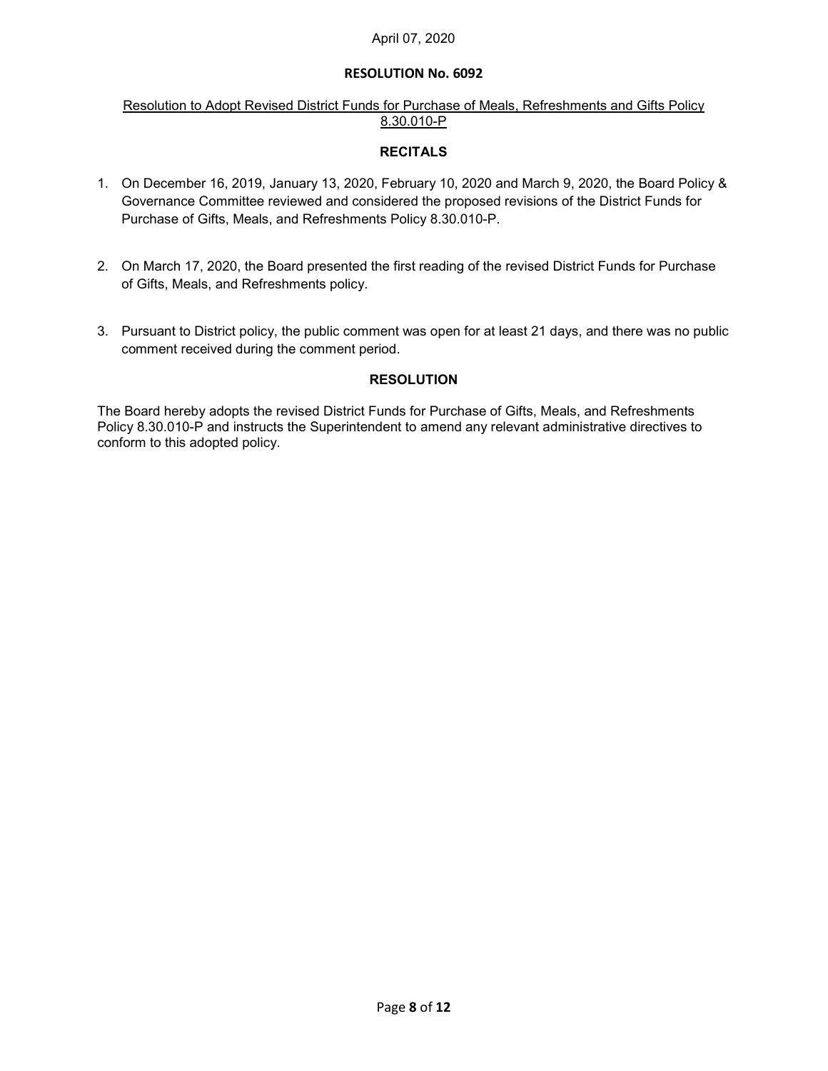April 07, 2020

## RESOLUTION No. 6092

Resolution to Adopt Revised District Funds for Purchase of Meals, Refreshments and Gifts Policy 8.30.010-P

### RECITALS

1. On December 16, 2019, January 13, 2020, February 10, 2020 and March 9, 2020, the Board Policy & Governance Committee reviewed and considered the proposed revisions of the District Funds for Purchase of Gifts, Meals, and Refreshments Policy 8.30.010-P.

2. On March 17, 2020, the Board presented the first reading of the revised District Funds for Purchase of Gifts, Meals, and Refreshments policy.

3. Pursuant to District policy, the public comment was open for at least 21 days, and there was no public comment received during the comment period.

### RESOLUTION

The Board hereby adopts the revised District Funds for Purchase of Gifts, Meals, and Refreshments Policy 8.30.010-P and instructs the Superintendent to amend any relevant administrative directives to conform to this adopted policy.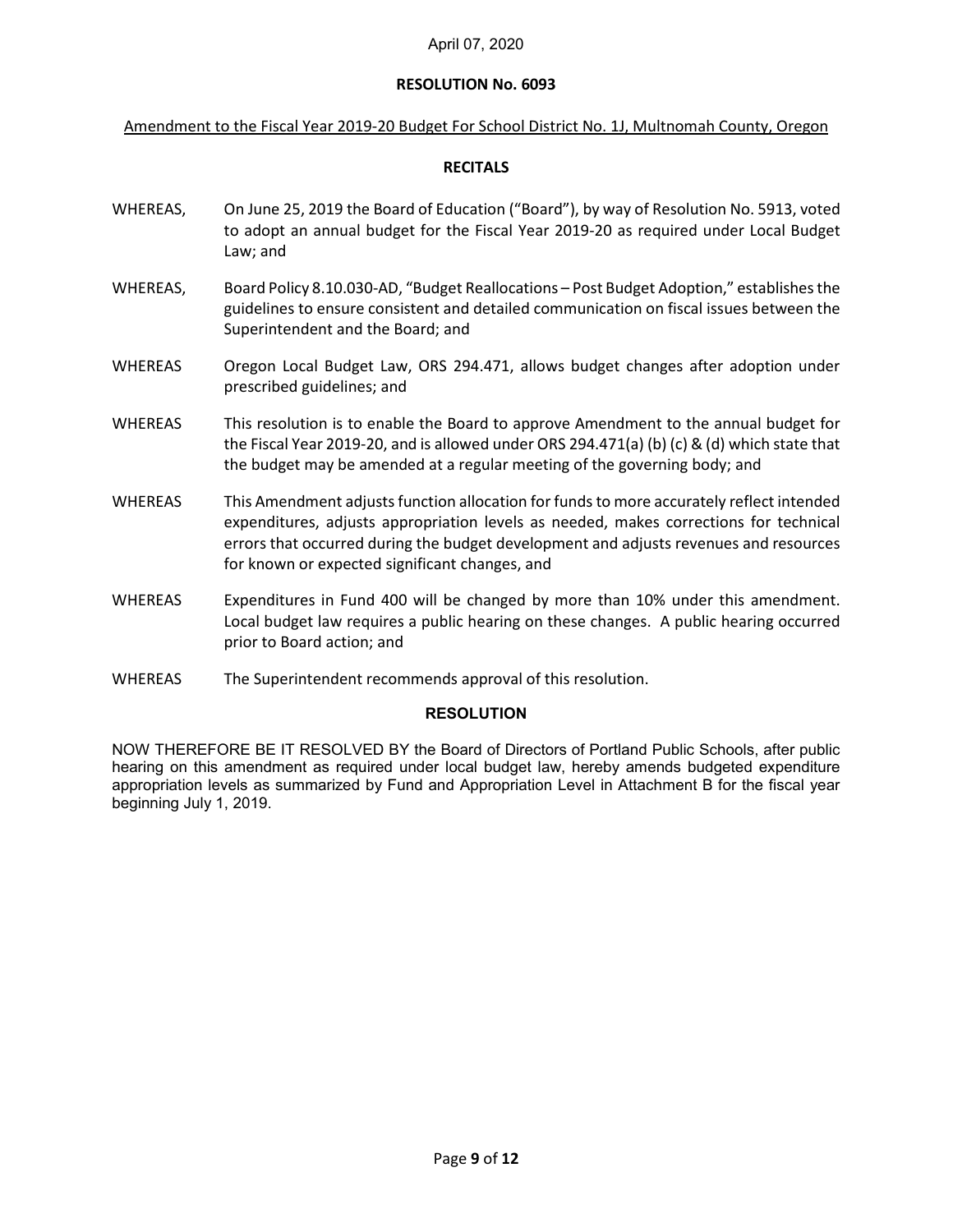April 07, 2020

## RESOLUTION No. 6093

Amendment to the Fiscal Year 2019-20 Budget For School District No. 1J, Multnomah County, Oregon

### RECITALS

WHEREAS, On June 25, 2019 the Board of Education ("Board"), by way of Resolution No. 5913, voted to adopt an annual budget for the Fiscal Year 2019-20 as required under Local Budget Law; and

WHEREAS, Board Policy 8.10.030-AD, "Budget Reallocations – Post Budget Adoption," establishes the guidelines to ensure consistent and detailed communication on fiscal issues between the Superintendent and the Board; and

WHEREAS Oregon Local Budget Law, ORS 294.471, allows budget changes after adoption under prescribed guidelines; and

WHEREAS This resolution is to enable the Board to approve Amendment to the annual budget for the Fiscal Year 2019-20, and is allowed under ORS 294.471(a) (b) (c) & (d) which state that the budget may be amended at a regular meeting of the governing body; and

WHEREAS This Amendment adjusts function allocation for funds to more accurately reflect intended expenditures, adjusts appropriation levels as needed, makes corrections for technical errors that occurred during the budget development and adjusts revenues and resources for known or expected significant changes, and

WHEREAS Expenditures in Fund 400 will be changed by more than 10% under this amendment. Local budget law requires a public hearing on these changes. A public hearing occurred prior to Board action; and

WHEREAS The Superintendent recommends approval of this resolution.

### RESOLUTION

NOW THEREFORE BE IT RESOLVED BY the Board of Directors of Portland Public Schools, after public hearing on this amendment as required under local budget law, hereby amends budgeted expenditure appropriation levels as summarized by Fund and Appropriation Level in Attachment B for the fiscal year beginning July 1, 2019.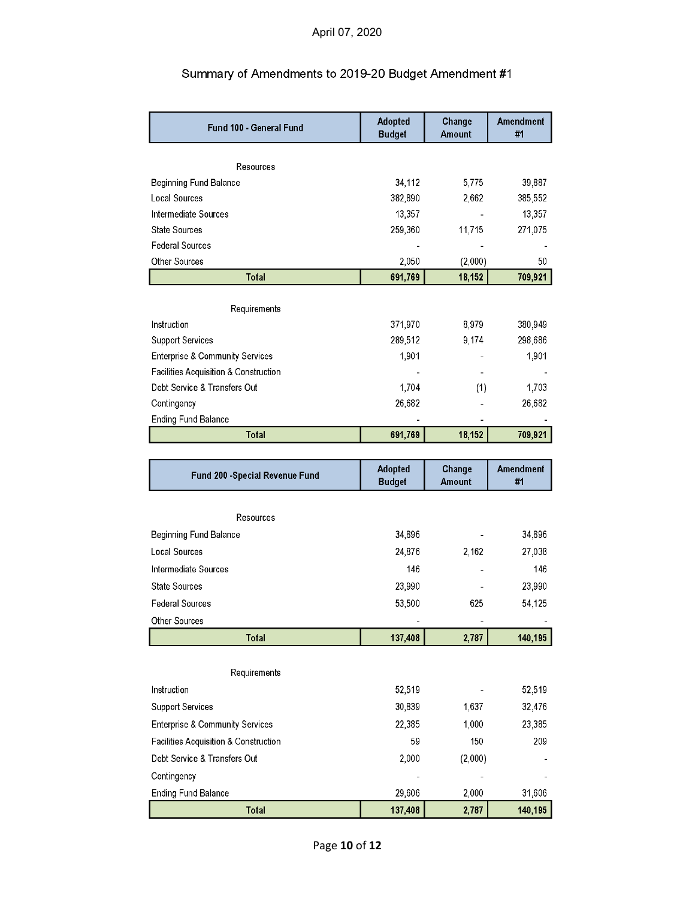April 07, 2020

## Summary of Amendments to 2019-20 Budget Amendment #1

| Fund 100 - General Fund | Adopted Budget | Change Amount | Amendment #1 |
|---|---|---|---|
| Resources | | | |
| Beginning Fund Balance | 34,112 | 5,775 | 39,887 |
| Local Sources | 382,890 | 2,662 | 385,552 |
| Intermediate Sources | 13,357 | - | 13,357 |
| State Sources | 259,360 | 11,715 | 271,075 |
| Federal Sources | - | - | - |
| Other Sources | 2,050 | (2,000) | 50 |
| **Total** | **691,769** | **18,152** | **709,921** |
| Requirements | | | |
| Instruction | 371,970 | 8,979 | 380,949 |
| Support Services | 289,512 | 9,174 | 298,686 |
| Enterprise & Community Services | 1,901 | - | 1,901 |
| Facilities Acquisition & Construction | - | - | - |
| Debt Service & Transfers Out | 1,704 | (1) | 1,703 |
| Contingency | 26,682 | - | 26,682 |
| Ending Fund Balance | - | - | - |
| **Total** | **691,769** | **18,152** | **709,921** |

| Fund 200 -Special Revenue Fund | Adopted Budget | Change Amount | Amendment #1 |
|---|---|---|---|
| Resources | | | |
| Beginning Fund Balance | 34,896 | - | 34,896 |
| Local Sources | 24,876 | 2,162 | 27,038 |
| Intermediate Sources | 146 | - | 146 |
| State Sources | 23,990 | - | 23,990 |
| Federal Sources | 53,500 | 625 | 54,125 |
| Other Sources | - | - | - |
| **Total** | **137,408** | **2,787** | **140,195** |
| Requirements | | | |
| Instruction | 52,519 | - | 52,519 |
| Support Services | 30,839 | 1,637 | 32,476 |
| Enterprise & Community Services | 22,385 | 1,000 | 23,385 |
| Facilities Acquisition & Construction | 59 | 150 | 209 |
| Debt Service & Transfers Out | 2,000 | (2,000) | - |
| Contingency | - | - | - |
| Ending Fund Balance | 29,606 | 2,000 | 31,606 |
| **Total** | **137,408** | **2,787** | **140,195** |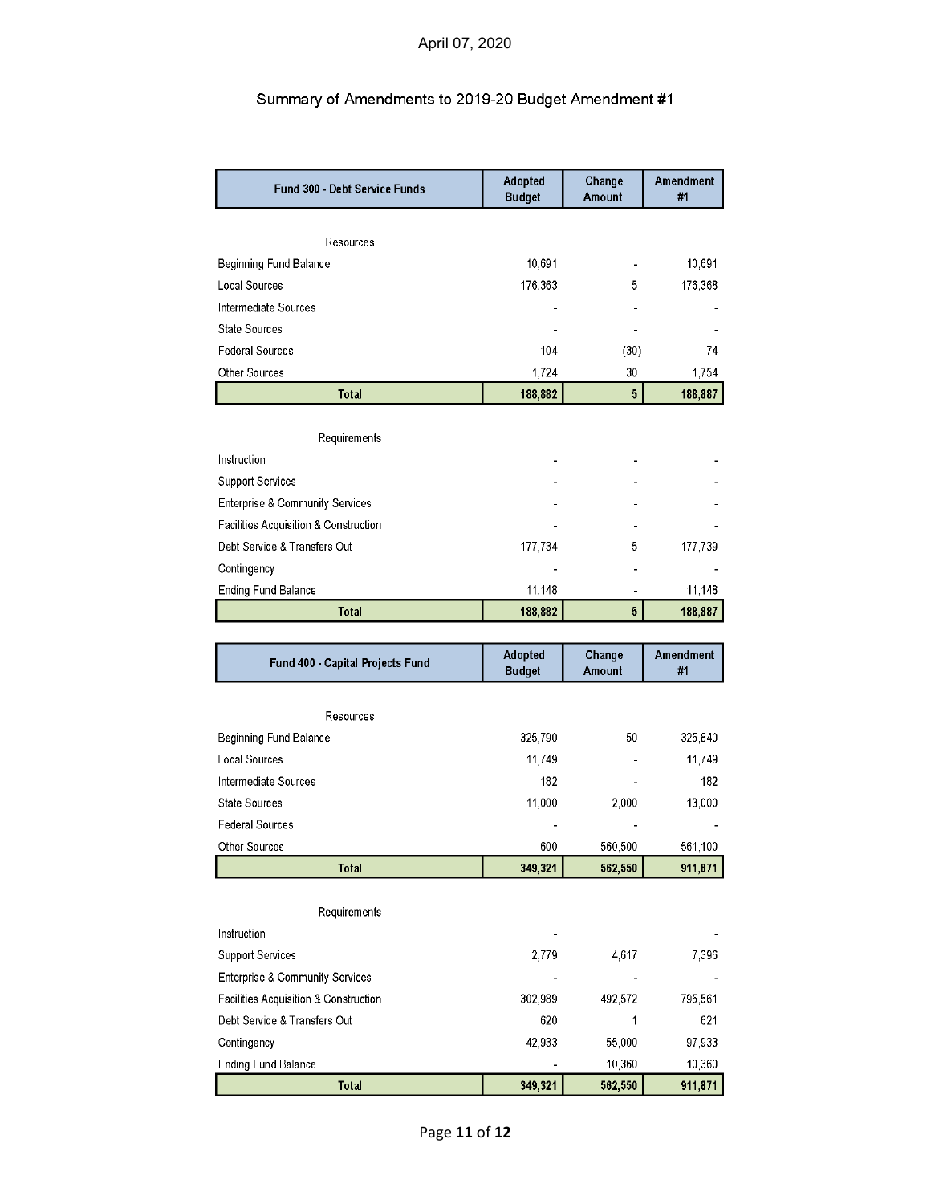April 07, 2020

## Summary of Amendments to 2019-20 Budget Amendment #1

| Fund 300 - Debt Service Funds | Adopted Budget | Change Amount | Amendment #1 |
|---|---|---|---|
| Resources | | | |
| Beginning Fund Balance | 10,691 | - | 10,691 |
| Local Sources | 176,363 | 5 | 176,368 |
| Intermediate Sources | - | - | - |
| State Sources | - | - | - |
| Federal Sources | 104 | (30) | 74 |
| Other Sources | 1,724 | 30 | 1,754 |
| **Total** | **188,882** | **5** | **188,887** |
| Requirements | | | |
| Instruction | - | - | - |
| Support Services | - | - | - |
| Enterprise & Community Services | - | - | - |
| Facilities Acquisition & Construction | - | - | - |
| Debt Service & Transfers Out | 177,734 | 5 | 177,739 |
| Contingency | - | - | - |
| Ending Fund Balance | 11,148 | - | 11,148 |
| **Total** | **188,882** | **5** | **188,887** |

| Fund 400 - Capital Projects Fund | Adopted Budget | Change Amount | Amendment #1 |
|---|---|---|---|
| Resources | | | |
| Beginning Fund Balance | 325,790 | 50 | 325,840 |
| Local Sources | 11,749 | - | 11,749 |
| Intermediate Sources | 182 | - | 182 |
| State Sources | 11,000 | 2,000 | 13,000 |
| Federal Sources | - | - | - |
| Other Sources | 600 | 560,500 | 561,100 |
| **Total** | **349,321** | **562,550** | **911,871** |
| Requirements | | | |
| Instruction | - | | - |
| Support Services | 2,779 | 4,617 | 7,396 |
| Enterprise & Community Services | - | - | - |
| Facilities Acquisition & Construction | 302,989 | 492,572 | 795,561 |
| Debt Service & Transfers Out | 620 | 1 | 621 |
| Contingency | 42,933 | 55,000 | 97,933 |
| Ending Fund Balance | - | 10,360 | 10,360 |
| **Total** | **349,321** | **562,550** | **911,871** |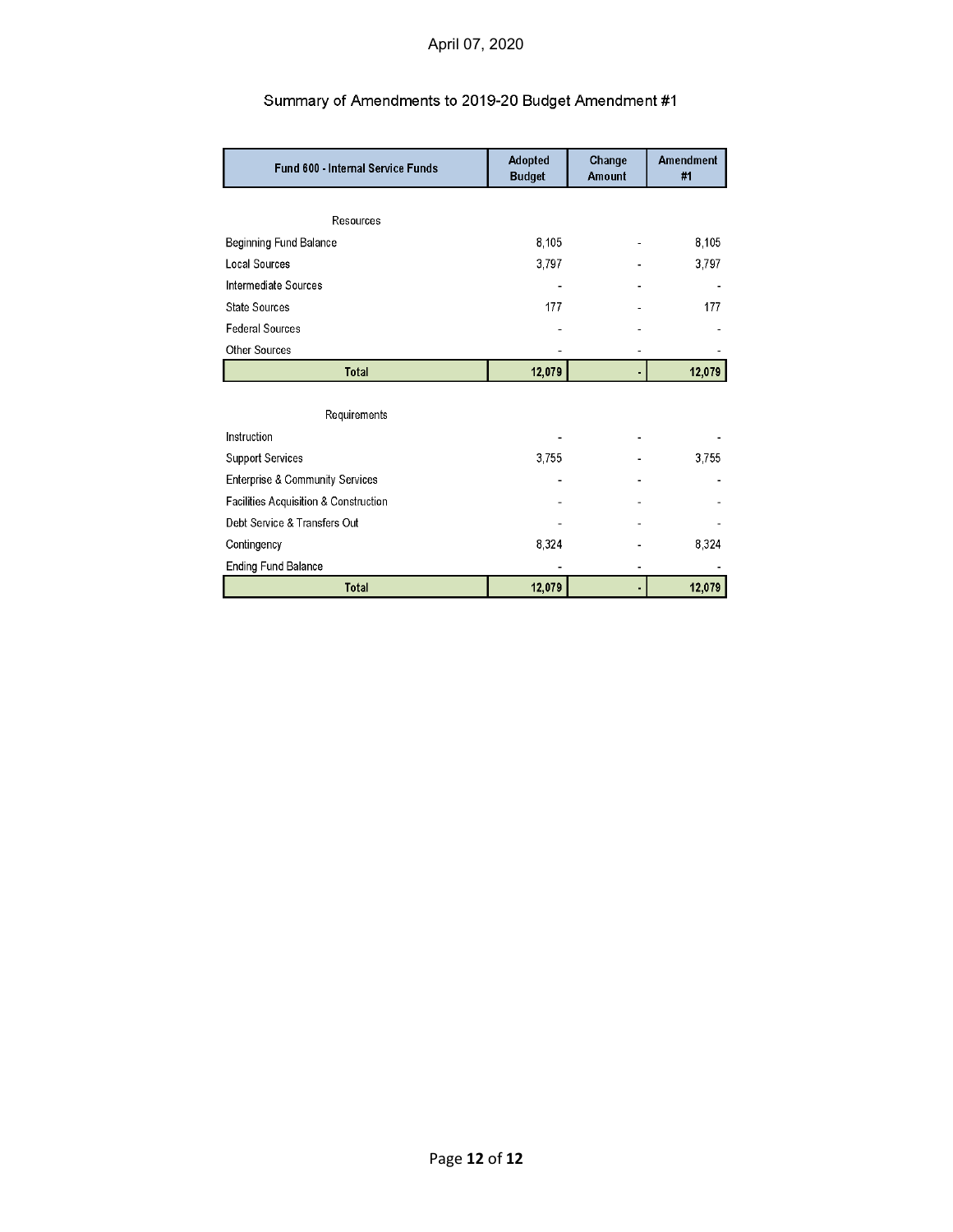April 07, 2020

## Summary of Amendments to 2019-20 Budget Amendment #1

| Fund 600 - Internal Service Funds | Adopted Budget | Change Amount | Amendment #1 |
|---|---|---|---|
| Resources | | | |
| Beginning Fund Balance | 8,105 | - | 8,105 |
| Local Sources | 3,797 | - | 3,797 |
| Intermediate Sources | - | - | - |
| State Sources | 177 | - | 177 |
| Federal Sources | - | - | - |
| Other Sources | - | - | - |
| **Total** | **12,079** | **-** | **12,079** |
| Requirements | | | |
| Instruction | - | - | - |
| Support Services | 3,755 | - | 3,755 |
| Enterprise & Community Services | - | - | - |
| Facilities Acquisition & Construction | - | - | - |
| Debt Service & Transfers Out | - | - | - |
| Contingency | 8,324 | - | 8,324 |
| Ending Fund Balance | - | - | - |
| **Total** | **12,079** | **-** | **12,079** |